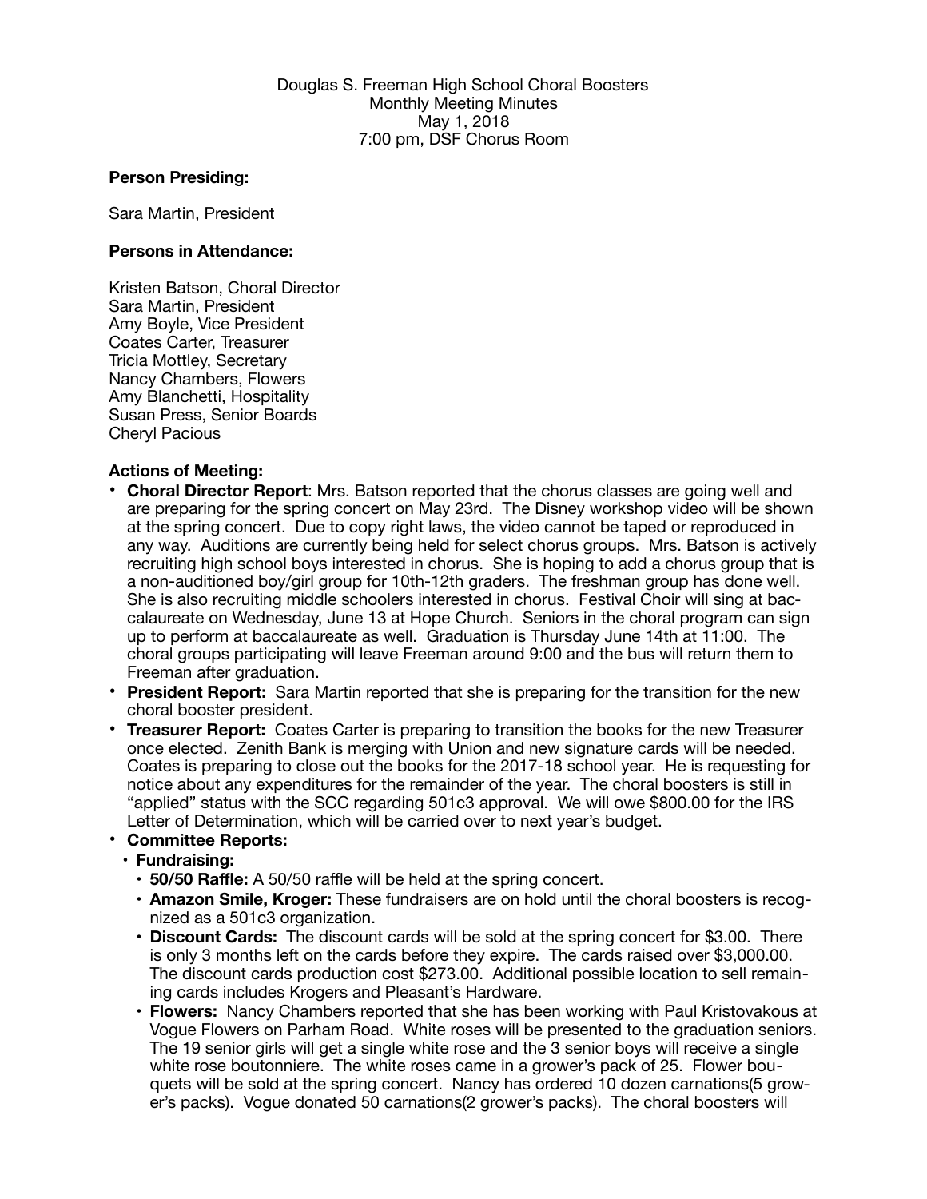Douglas S. Freeman High School Choral Boosters
Monthly Meeting Minutes
May 1, 2018
7:00 pm, DSF Chorus Room

**Person Presiding:**

Sara Martin, President

**Persons in Attendance:**

Kristen Batson, Choral Director
Sara Martin, President
Amy Boyle, Vice President
Coates Carter, Treasurer
Tricia Mottley, Secretary
Nancy Chambers, Flowers
Amy Blanchetti, Hospitality
Susan Press, Senior Boards
Cheryl Pacious

**Actions of Meeting:**

- **Choral Director Report**: Mrs. Batson reported that the chorus classes are going well and are preparing for the spring concert on May 23rd. The Disney workshop video will be shown at the spring concert. Due to copy right laws, the video cannot be taped or reproduced in any way. Auditions are currently being held for select chorus groups. Mrs. Batson is actively recruiting high school boys interested in chorus. She is hoping to add a chorus group that is a non-auditioned boy/girl group for 10th-12th graders. The freshman group has done well. She is also recruiting middle schoolers interested in chorus. Festival Choir will sing at baccalaureate on Wednesday, June 13 at Hope Church. Seniors in the choral program can sign up to perform at baccalaureate as well. Graduation is Thursday June 14th at 11:00. The choral groups participating will leave Freeman around 9:00 and the bus will return them to Freeman after graduation.
- **President Report:** Sara Martin reported that she is preparing for the transition for the new choral booster president.
- **Treasurer Report:** Coates Carter is preparing to transition the books for the new Treasurer once elected. Zenith Bank is merging with Union and new signature cards will be needed. Coates is preparing to close out the books for the 2017-18 school year. He is requesting for notice about any expenditures for the remainder of the year. The choral boosters is still in "applied" status with the SCC regarding 501c3 approval. We will owe $800.00 for the IRS Letter of Determination, which will be carried over to next year's budget.
- **Committee Reports:**
  - **Fundraising:**
    - **50/50 Raffle:** A 50/50 raffle will be held at the spring concert.
    - **Amazon Smile, Kroger:** These fundraisers are on hold until the choral boosters is recognized as a 501c3 organization.
    - **Discount Cards:** The discount cards will be sold at the spring concert for $3.00. There is only 3 months left on the cards before they expire. The cards raised over $3,000.00. The discount cards production cost $273.00. Additional possible location to sell remaining cards includes Krogers and Pleasant's Hardware.
    - **Flowers:** Nancy Chambers reported that she has been working with Paul Kristovakous at Vogue Flowers on Parham Road. White roses will be presented to the graduation seniors. The 19 senior girls will get a single white rose and the 3 senior boys will receive a single white rose boutonniere. The white roses came in a grower's pack of 25. Flower bouquets will be sold at the spring concert. Nancy has ordered 10 dozen carnations(5 grower's packs). Vogue donated 50 carnations(2 grower's packs). The choral boosters will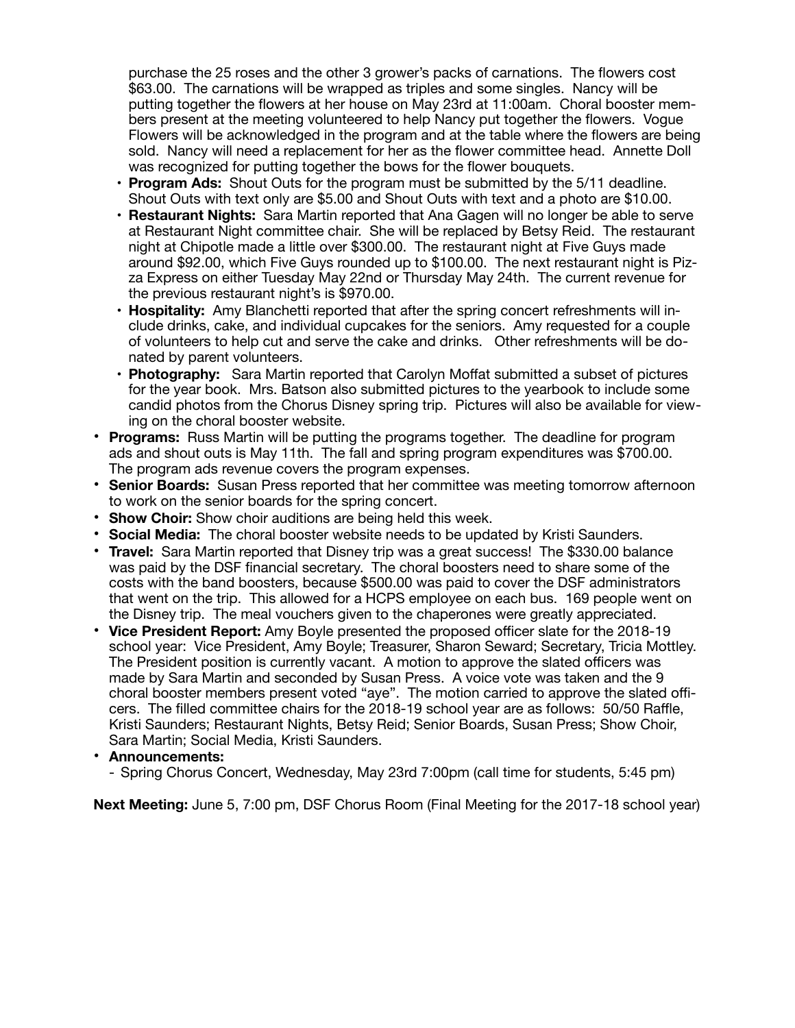purchase the 25 roses and the other 3 grower's packs of carnations. The flowers cost $63.00. The carnations will be wrapped as triples and some singles. Nancy will be putting together the flowers at her house on May 23rd at 11:00am. Choral booster members present at the meeting volunteered to help Nancy put together the flowers. Vogue Flowers will be acknowledged in the program and at the table where the flowers are being sold. Nancy will need a replacement for her as the flower committee head. Annette Doll was recognized for putting together the bows for the flower bouquets.

- **Program Ads:** Shout Outs for the program must be submitted by the 5/11 deadline. Shout Outs with text only are $5.00 and Shout Outs with text and a photo are $10.00.
- **Restaurant Nights:** Sara Martin reported that Ana Gagen will no longer be able to serve at Restaurant Night committee chair. She will be replaced by Betsy Reid. The restaurant night at Chipotle made a little over $300.00. The restaurant night at Five Guys made around $92.00, which Five Guys rounded up to $100.00. The next restaurant night is Pizza Express on either Tuesday May 22nd or Thursday May 24th. The current revenue for the previous restaurant night's is $970.00.
- **Hospitality:** Amy Blanchetti reported that after the spring concert refreshments will include drinks, cake, and individual cupcakes for the seniors. Amy requested for a couple of volunteers to help cut and serve the cake and drinks. Other refreshments will be donated by parent volunteers.
- **Photography:** Sara Martin reported that Carolyn Moffat submitted a subset of pictures for the year book. Mrs. Batson also submitted pictures to the yearbook to include some candid photos from the Chorus Disney spring trip. Pictures will also be available for viewing on the choral booster website.

- **Programs:** Russ Martin will be putting the programs together. The deadline for program ads and shout outs is May 11th. The fall and spring program expenditures was $700.00. The program ads revenue covers the program expenses.
- **Senior Boards:** Susan Press reported that her committee was meeting tomorrow afternoon to work on the senior boards for the spring concert.
- **Show Choir:** Show choir auditions are being held this week.
- **Social Media:** The choral booster website needs to be updated by Kristi Saunders.
- **Travel:** Sara Martin reported that Disney trip was a great success! The $330.00 balance was paid by the DSF financial secretary. The choral boosters need to share some of the costs with the band boosters, because $500.00 was paid to cover the DSF administrators that went on the trip. This allowed for a HCPS employee on each bus. 169 people went on the Disney trip. The meal vouchers given to the chaperones were greatly appreciated.
- **Vice President Report:** Amy Boyle presented the proposed officer slate for the 2018-19 school year: Vice President, Amy Boyle; Treasurer, Sharon Seward; Secretary, Tricia Mottley. The President position is currently vacant. A motion to approve the slated officers was made by Sara Martin and seconded by Susan Press. A voice vote was taken and the 9 choral booster members present voted "aye". The motion carried to approve the slated officers. The filled committee chairs for the 2018-19 school year are as follows: 50/50 Raffle, Kristi Saunders; Restaurant Nights, Betsy Reid; Senior Boards, Susan Press; Show Choir, Sara Martin; Social Media, Kristi Saunders.
- **Announcements:**
  - Spring Chorus Concert, Wednesday, May 23rd 7:00pm (call time for students, 5:45 pm)

**Next Meeting:** June 5, 7:00 pm, DSF Chorus Room (Final Meeting for the 2017-18 school year)